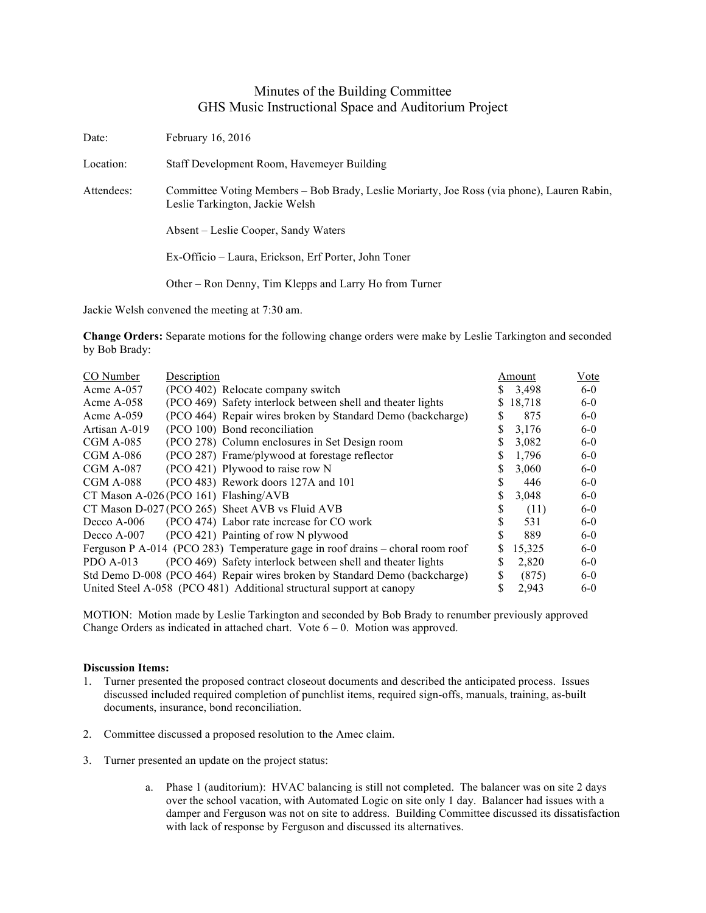# Minutes of the Building Committee
## GHS Music Instructional Space and Auditorium Project

Date: February 16, 2016

Location: Staff Development Room, Havemeyer Building

Attendees: Committee Voting Members – Bob Brady, Leslie Moriarty, Joe Ross (via phone), Lauren Rabin, Leslie Tarkington, Jackie Welsh

Absent – Leslie Cooper, Sandy Waters

Ex-Officio – Laura, Erickson, Erf Porter, John Toner

Other – Ron Denny, Tim Klepps and Larry Ho from Turner

Jackie Welsh convened the meeting at 7:30 am.

**Change Orders:** Separate motions for the following change orders were make by Leslie Tarkington and seconded by Bob Brady:

| CO Number | Description | Amount | Vote |
|---|---|---|---|
| Acme A-057 | (PCO 402) Relocate company switch | $ 3,498 | 6-0 |
| Acme A-058 | (PCO 469) Safety interlock between shell and theater lights | $ 18,718 | 6-0 |
| Acme A-059 | (PCO 464) Repair wires broken by Standard Demo (backcharge) | $ 875 | 6-0 |
| Artisan A-019 | (PCO 100) Bond reconciliation | $ 3,176 | 6-0 |
| CGM A-085 | (PCO 278) Column enclosures in Set Design room | $ 3,082 | 6-0 |
| CGM A-086 | (PCO 287) Frame/plywood at forestage reflector | $ 1,796 | 6-0 |
| CGM A-087 | (PCO 421) Plywood to raise row N | $ 3,060 | 6-0 |
| CGM A-088 | (PCO 483) Rework doors 127A and 101 | $ 446 | 6-0 |
| CT Mason A-026 | (PCO 161) Flashing/AVB | $ 3,048 | 6-0 |
| CT Mason D-027 | (PCO 265) Sheet AVB vs Fluid AVB | $ (11) | 6-0 |
| Decco A-006 | (PCO 474) Labor rate increase for CO work | $ 531 | 6-0 |
| Decco A-007 | (PCO 421) Painting of row N plywood | $ 889 | 6-0 |
| Ferguson P A-014 | (PCO 283) Temperature gage in roof drains – choral room roof | $ 15,325 | 6-0 |
| PDO A-013 | (PCO 469) Safety interlock between shell and theater lights | $ 2,820 | 6-0 |
| Std Demo D-008 | (PCO 464) Repair wires broken by Standard Demo (backcharge) | $ (875) | 6-0 |
| United Steel A-058 | (PCO 481) Additional structural support at canopy | $ 2,943 | 6-0 |

MOTION: Motion made by Leslie Tarkington and seconded by Bob Brady to renumber previously approved Change Orders as indicated in attached chart. Vote 6 – 0. Motion was approved.

**Discussion Items:**

1. Turner presented the proposed contract closeout documents and described the anticipated process. Issues discussed included required completion of punchlist items, required sign-offs, manuals, training, as-built documents, insurance, bond reconciliation.

2. Committee discussed a proposed resolution to the Amec claim.

3. Turner presented an update on the project status:

   a. Phase 1 (auditorium): HVAC balancing is still not completed. The balancer was on site 2 days over the school vacation, with Automated Logic on site only 1 day. Balancer had issues with a damper and Ferguson was not on site to address. Building Committee discussed its dissatisfaction with lack of response by Ferguson and discussed its alternatives.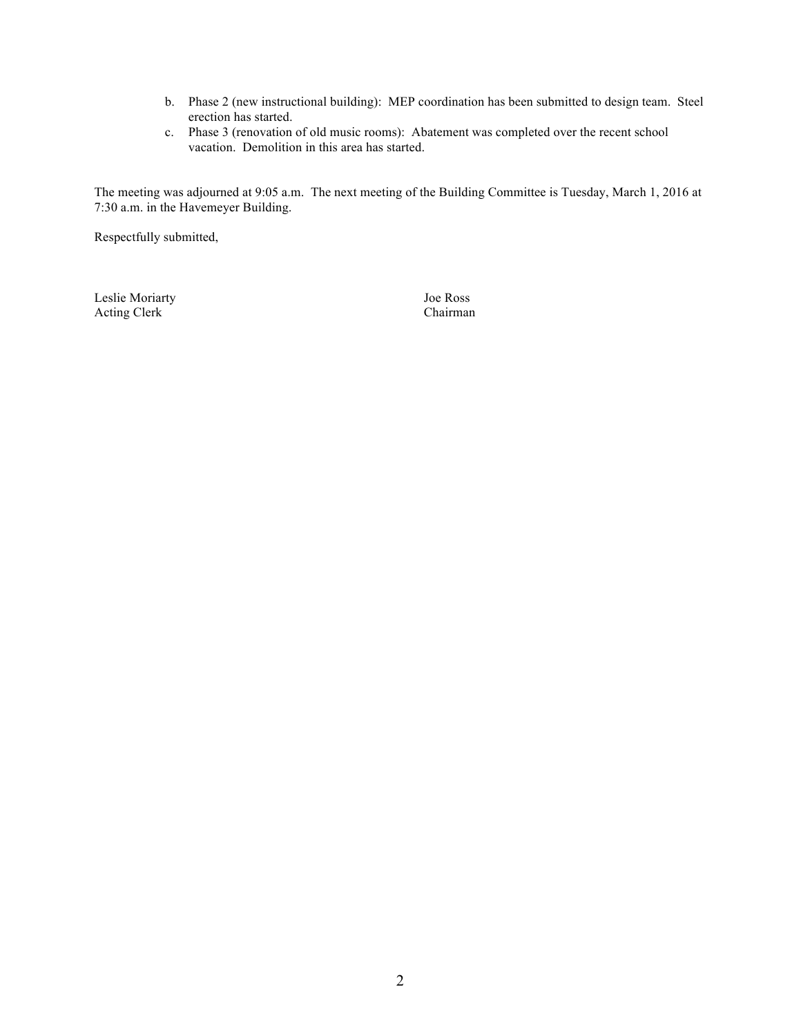b. Phase 2 (new instructional building): MEP coordination has been submitted to design team. Steel erection has started.
c. Phase 3 (renovation of old music rooms): Abatement was completed over the recent school vacation. Demolition in this area has started.

The meeting was adjourned at 9:05 a.m. The next meeting of the Building Committee is Tuesday, March 1, 2016 at 7:30 a.m. in the Havemeyer Building.

Respectfully submitted,

Leslie Moriarty
Acting Clerk

Joe Ross
Chairman